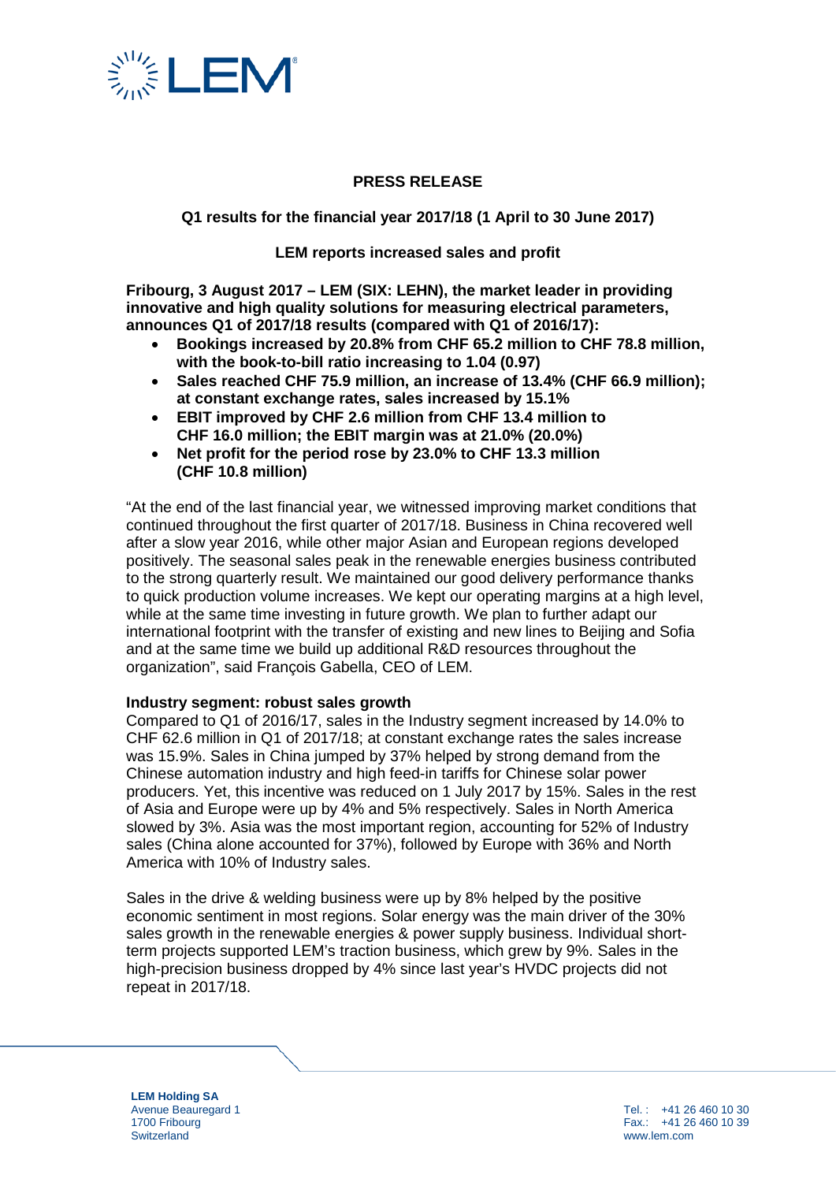**PRESS RELEASE**

**Q1 results for the financial year 2017/18 (1 April to 30 June 2017)**

**LEM reports increased sales and profit**

**Fribourg, 3 August 2017 – LEM (SIX: LEHN), the market leader in providing innovative and high quality solutions for measuring electrical parameters, announces Q1 of 2017/18 results (compared with Q1 of 2016/17):**

- **Bookings increased by 20.8% from CHF 65.2 million to CHF 78.8 million, with the book-to-bill ratio increasing to 1.04 (0.97)**
- **Sales reached CHF 75.9 million, an increase of 13.4% (CHF 66.9 million); at constant exchange rates, sales increased by 15.1%**
- **EBIT improved by CHF 2.6 million from CHF 13.4 million to CHF 16.0 million; the EBIT margin was at 21.0% (20.0%)**
- **Net profit for the period rose by 23.0% to CHF 13.3 million (CHF 10.8 million)**

"At the end of the last financial year, we witnessed improving market conditions that continued throughout the first quarter of 2017/18. Business in China recovered well after a slow year 2016, while other major Asian and European regions developed positively. The seasonal sales peak in the renewable energies business contributed to the strong quarterly result. We maintained our good delivery performance thanks to quick production volume increases. We kept our operating margins at a high level, while at the same time investing in future growth. We plan to further adapt our international footprint with the transfer of existing and new lines to Beijing and Sofia and at the same time we build up additional R&D resources throughout the organization", said François Gabella, CEO of LEM.

**Industry segment: robust sales growth**

Compared to Q1 of 2016/17, sales in the Industry segment increased by 14.0% to CHF 62.6 million in Q1 of 2017/18; at constant exchange rates the sales increase was 15.9%. Sales in China jumped by 37% helped by strong demand from the Chinese automation industry and high feed-in tariffs for Chinese solar power producers. Yet, this incentive was reduced on 1 July 2017 by 15%. Sales in the rest of Asia and Europe were up by 4% and 5% respectively. Sales in North America slowed by 3%. Asia was the most important region, accounting for 52% of Industry sales (China alone accounted for 37%), followed by Europe with 36% and North America with 10% of Industry sales.

Sales in the drive & welding business were up by 8% helped by the positive economic sentiment in most regions. Solar energy was the main driver of the 30% sales growth in the renewable energies & power supply business. Individual short-term projects supported LEM's traction business, which grew by 9%. Sales in the high-precision business dropped by 4% since last year's HVDC projects did not repeat in 2017/18.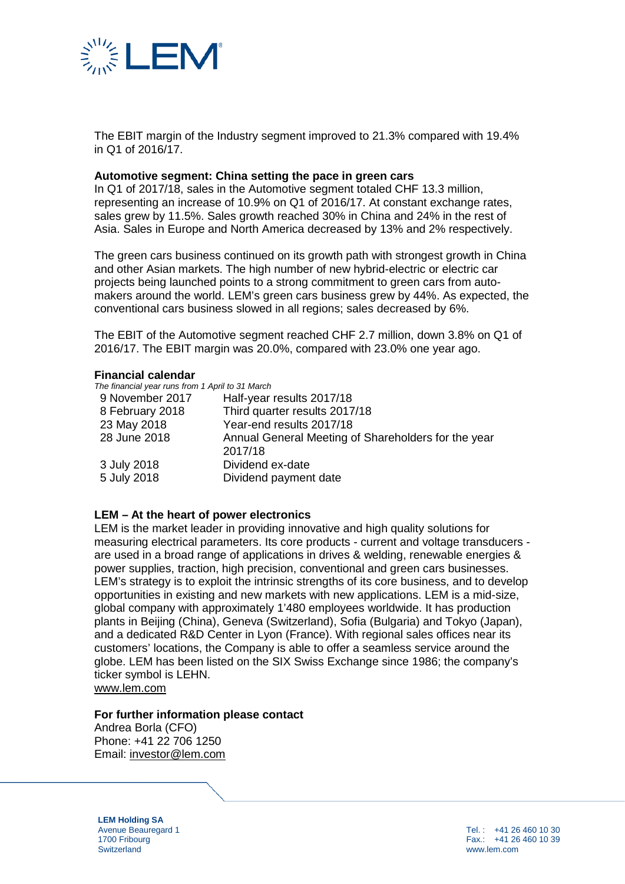The EBIT margin of the Industry segment improved to 21.3% compared with 19.4% in Q1 of 2016/17.

**Automotive segment: China setting the pace in green cars**
In Q1 of 2017/18, sales in the Automotive segment totaled CHF 13.3 million, representing an increase of 10.9% on Q1 of 2016/17. At constant exchange rates, sales grew by 11.5%. Sales growth reached 30% in China and 24% in the rest of Asia. Sales in Europe and North America decreased by 13% and 2% respectively.

The green cars business continued on its growth path with strongest growth in China and other Asian markets. The high number of new hybrid-electric or electric car projects being launched points to a strong commitment to green cars from automakers around the world. LEM's green cars business grew by 44%. As expected, the conventional cars business slowed in all regions; sales decreased by 6%.

The EBIT of the Automotive segment reached CHF 2.7 million, down 3.8% on Q1 of 2016/17. The EBIT margin was 20.0%, compared with 23.0% one year ago.

**Financial calendar**
*The financial year runs from 1 April to 31 March*

| | |
|---|---|
| 9 November 2017 | Half-year results 2017/18 |
| 8 February 2018 | Third quarter results 2017/18 |
| 23 May 2018 | Year-end results 2017/18 |
| 28 June 2018 | Annual General Meeting of Shareholders for the year 2017/18 |
| 3 July 2018 | Dividend ex-date |
| 5 July 2018 | Dividend payment date |

**LEM – At the heart of power electronics**
LEM is the market leader in providing innovative and high quality solutions for measuring electrical parameters. Its core products - current and voltage transducers - are used in a broad range of applications in drives & welding, renewable energies & power supplies, traction, high precision, conventional and green cars businesses. LEM's strategy is to exploit the intrinsic strengths of its core business, and to develop opportunities in existing and new markets with new applications. LEM is a mid-size, global company with approximately 1'480 employees worldwide. It has production plants in Beijing (China), Geneva (Switzerland), Sofia (Bulgaria) and Tokyo (Japan), and a dedicated R&D Center in Lyon (France). With regional sales offices near its customers' locations, the Company is able to offer a seamless service around the globe. LEM has been listed on the SIX Swiss Exchange since 1986; the company's ticker symbol is LEHN.
www.lem.com

**For further information please contact**
Andrea Borla (CFO)
Phone: +41 22 706 1250
Email: investor@lem.com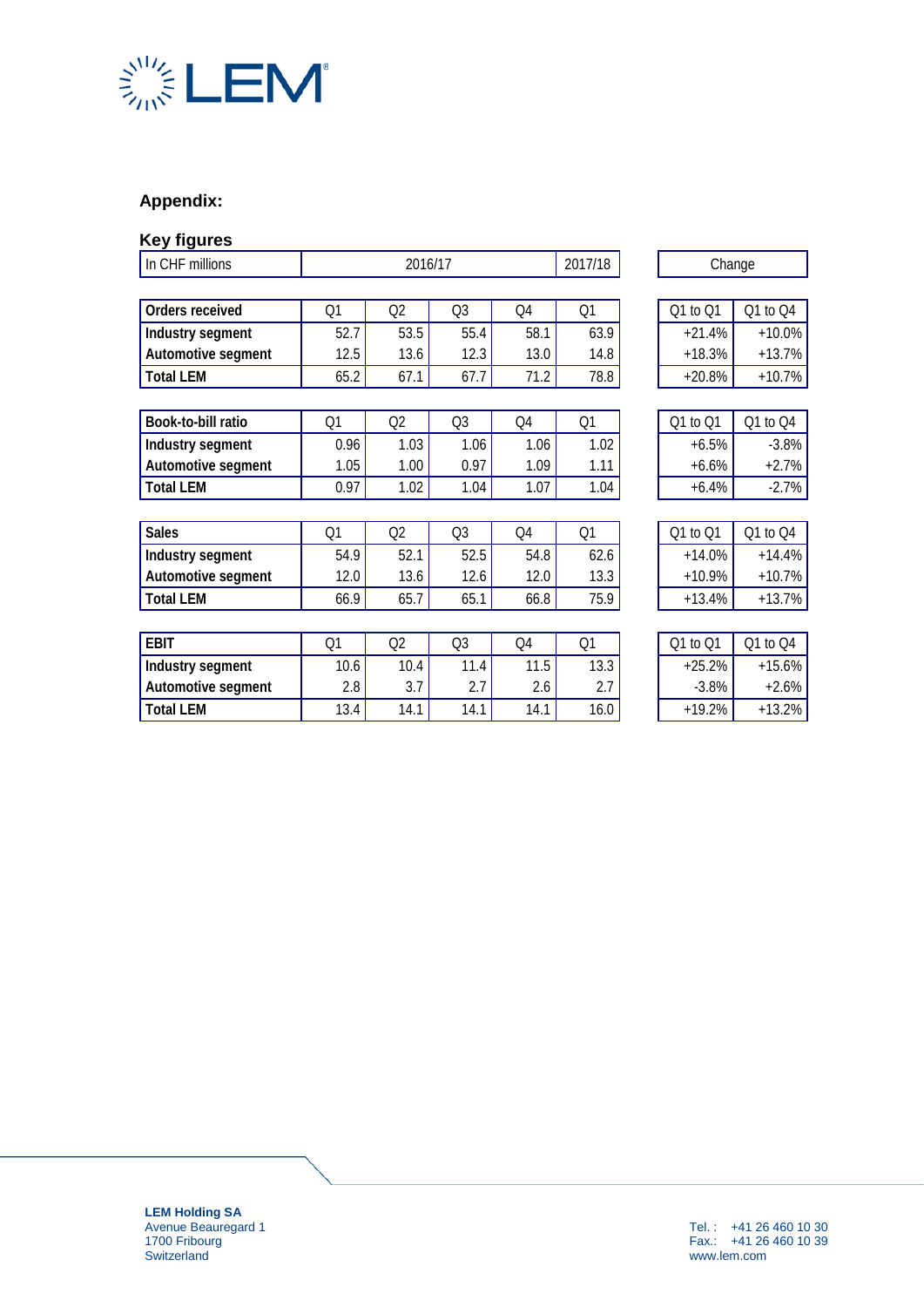## Appendix:

### Key figures

| In CHF millions | 2016/17 | | | | 2017/18 | Change | |
|---|---|---|---|---|---|---|---|
| **Orders received** | Q1 | Q2 | Q3 | Q4 | Q1 | Q1 to Q1 | Q1 to Q4 |
| **Industry segment** | 52.7 | 53.5 | 55.4 | 58.1 | 63.9 | +21.4% | +10.0% |
| **Automotive segment** | 12.5 | 13.6 | 12.3 | 13.0 | 14.8 | +18.3% | +13.7% |
| **Total LEM** | 65.2 | 67.1 | 67.7 | 71.2 | 78.8 | +20.8% | +10.7% |
| **Book-to-bill ratio** | Q1 | Q2 | Q3 | Q4 | Q1 | Q1 to Q1 | Q1 to Q4 |
| **Industry segment** | 0.96 | 1.03 | 1.06 | 1.06 | 1.02 | +6.5% | -3.8% |
| **Automotive segment** | 1.05 | 1.00 | 0.97 | 1.09 | 1.11 | +6.6% | +2.7% |
| **Total LEM** | 0.97 | 1.02 | 1.04 | 1.07 | 1.04 | +6.4% | -2.7% |
| **Sales** | Q1 | Q2 | Q3 | Q4 | Q1 | Q1 to Q1 | Q1 to Q4 |
| **Industry segment** | 54.9 | 52.1 | 52.5 | 54.8 | 62.6 | +14.0% | +14.4% |
| **Automotive segment** | 12.0 | 13.6 | 12.6 | 12.0 | 13.3 | +10.9% | +10.7% |
| **Total LEM** | 66.9 | 65.7 | 65.1 | 66.8 | 75.9 | +13.4% | +13.7% |
| **EBIT** | Q1 | Q2 | Q3 | Q4 | Q1 | Q1 to Q1 | Q1 to Q4 |
| **Industry segment** | 10.6 | 10.4 | 11.4 | 11.5 | 13.3 | +25.2% | +15.6% |
| **Automotive segment** | 2.8 | 3.7 | 2.7 | 2.6 | 2.7 | -3.8% | +2.6% |
| **Total LEM** | 13.4 | 14.1 | 14.1 | 14.1 | 16.0 | +19.2% | +13.2% |

**LEM Holding SA**
Avenue Beauregard 1
1700 Fribourg
Switzerland

Tel. : +41 26 460 10 30
Fax.: +41 26 460 10 39
www.lem.com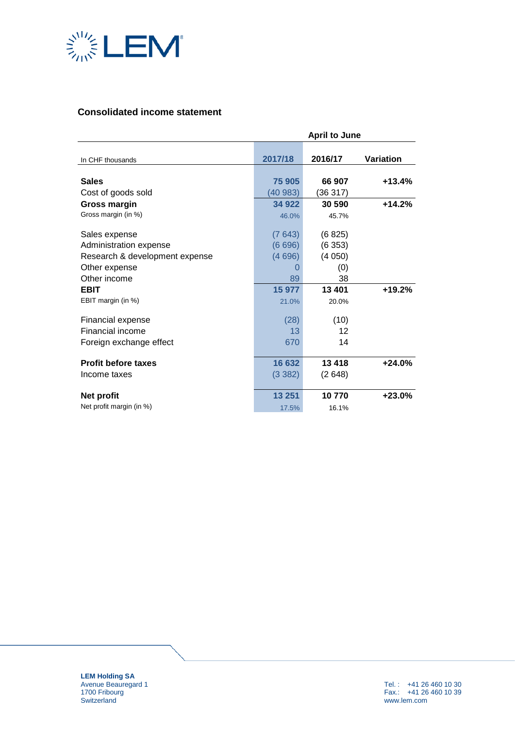## Consolidated income statement

| In CHF thousands | April to June 2017/18 | 2016/17 | Variation |
|---|---|---|---|
| **Sales** | **75 905** | **66 907** | **+13.4%** |
| Cost of goods sold | (40 983) | (36 317) | |
| **Gross margin** | **34 922** | **30 590** | **+14.2%** |
| Gross margin (in %) | 46.0% | 45.7% | |
| Sales expense | (7 643) | (6 825) | |
| Administration expense | (6 696) | (6 353) | |
| Research & development expense | (4 696) | (4 050) | |
| Other expense | 0 | (0) | |
| Other income | 89 | 38 | |
| **EBIT** | **15 977** | **13 401** | **+19.2%** |
| EBIT margin (in %) | 21.0% | 20.0% | |
| Financial expense | (28) | (10) | |
| Financial income | 13 | 12 | |
| Foreign exchange effect | 670 | 14 | |
| **Profit before taxes** | **16 632** | **13 418** | **+24.0%** |
| Income taxes | (3 382) | (2 648) | |
| **Net profit** | **13 251** | **10 770** | **+23.0%** |
| Net profit margin (in %) | 17.5% | 16.1% | |

**LEM Holding SA**
Avenue Beauregard 1
1700 Fribourg
Switzerland

Tel. : +41 26 460 10 30
Fax.: +41 26 460 10 39
www.lem.com